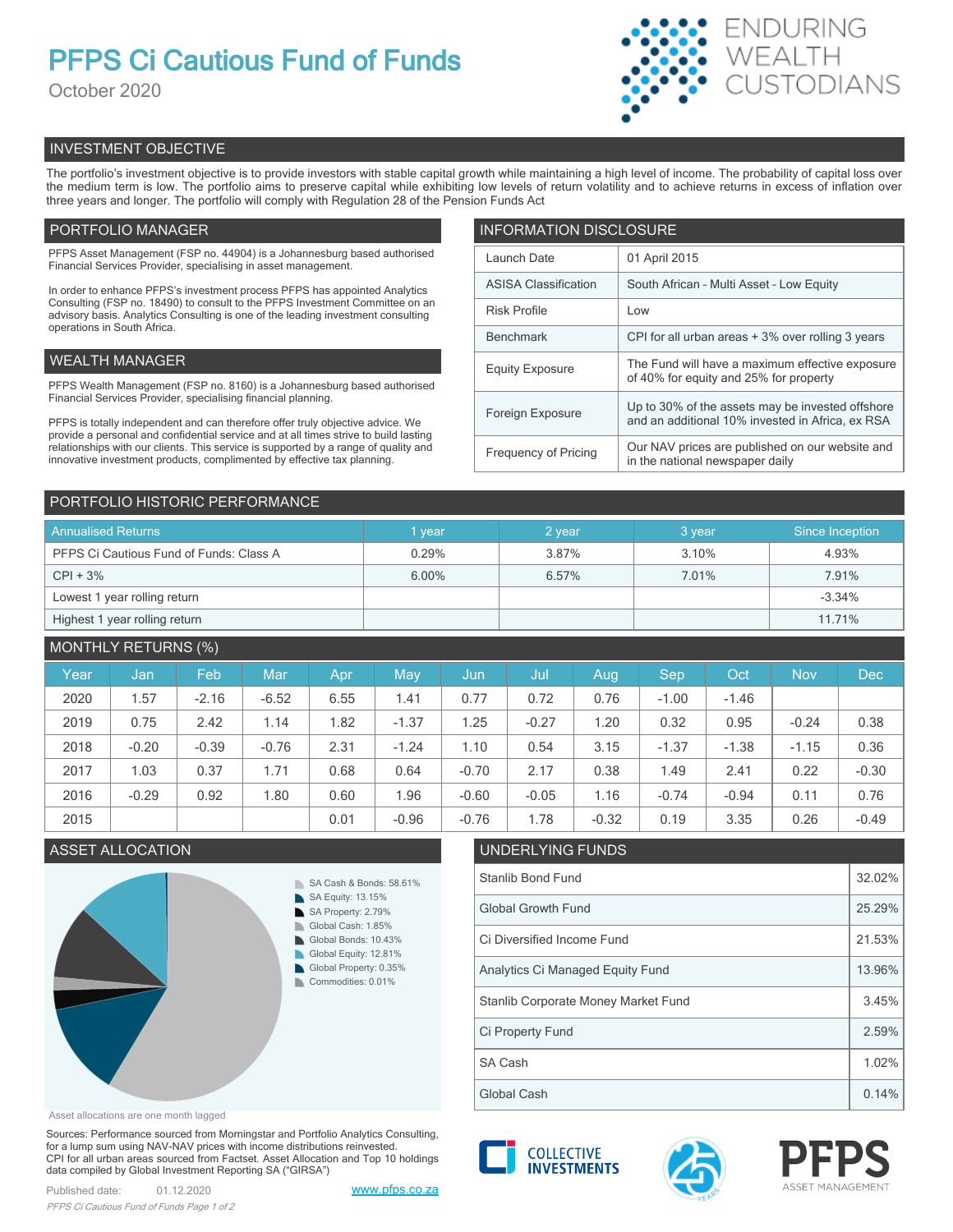# PFPS Ci Cautious Fund of Funds

October 2020

ENDURING WEALTH CUSTODIANS

## INVESTMENT OBJECTIVE

The portfolio's investment objective is to provide investors with stable capital growth while maintaining a high level of income. The probability of capital loss over the medium term is low. The portfolio aims to preserve capital while exhibiting low levels of return volatility and to achieve returns in excess of inflation over three years and longer. The portfolio will comply with Regulation 28 of the Pension Funds Act

## PORTFOLIO MANAGER

PFPS Asset Management (FSP no. 44904) is a Johannesburg based authorised Financial Services Provider, specialising in asset management.

In order to enhance PFPS's investment process PFPS has appointed Analytics Consulting (FSP no. 18490) to consult to the PFPS Investment Committee on an advisory basis. Analytics Consulting is one of the leading investment consulting operations in South Africa.

## WEALTH MANAGER

PFPS Wealth Management (FSP no. 8160) is a Johannesburg based authorised Financial Services Provider, specialising financial planning.

PFPS is totally independent and can therefore offer truly objective advice. We provide a personal and confidential service and at all times strive to build lasting relationships with our clients. This service is supported by a range of quality and innovative investment products, complimented by effective tax planning.

## INFORMATION DISCLOSURE

| | |
|---|---|
| Launch Date | 01 April 2015 |
| ASISA Classification | South African - Multi Asset - Low Equity |
| Risk Profile | Low |
| Benchmark | CPI for all urban areas + 3% over rolling 3 years |
| Equity Exposure | The Fund will have a maximum effective exposure of 40% for equity and 25% for property |
| Foreign Exposure | Up to 30% of the assets may be invested offshore and an additional 10% invested in Africa, ex RSA |
| Frequency of Pricing | Our NAV prices are published on our website and in the national newspaper daily |

## PORTFOLIO HISTORIC PERFORMANCE

| Annualised Returns | 1 year | 2 year | 3 year | Since Inception |
|---|---|---|---|---|
| PFPS Ci Cautious Fund of Funds: Class A | 0.29% | 3.87% | 3.10% | 4.93% |
| CPI + 3% | 6.00% | 6.57% | 7.01% | 7.91% |
| Lowest 1 year rolling return | | | | -3.34% |
| Highest 1 year rolling return | | | | 11.71% |

## MONTHLY RETURNS (%)

| Year | Jan | Feb | Mar | Apr | May | Jun | Jul | Aug | Sep | Oct | Nov | Dec |
|---|---|---|---|---|---|---|---|---|---|---|---|---|
| 2020 | 1.57 | -2.16 | -6.52 | 6.55 | 1.41 | 0.77 | 0.72 | 0.76 | -1.00 | -1.46 | | |
| 2019 | 0.75 | 2.42 | 1.14 | 1.82 | -1.37 | 1.25 | -0.27 | 1.20 | 0.32 | 0.95 | -0.24 | 0.38 |
| 2018 | -0.20 | -0.39 | -0.76 | 2.31 | -1.24 | 1.10 | 0.54 | 3.15 | -1.37 | -1.38 | -1.15 | 0.36 |
| 2017 | 1.03 | 0.37 | 1.71 | 0.68 | 0.64 | -0.70 | 2.17 | 0.38 | 1.49 | 2.41 | 0.22 | -0.30 |
| 2016 | -0.29 | 0.92 | 1.80 | 0.60 | 1.96 | -0.60 | -0.05 | 1.16 | -0.74 | -0.94 | 0.11 | 0.76 |
| 2015 | | | | 0.01 | -0.96 | -0.76 | 1.78 | -0.32 | 0.19 | 3.35 | 0.26 | -0.49 |

## ASSET ALLOCATION

- SA Cash & Bonds: 58.61%
- SA Equity: 13.15%
- SA Property: 2.79%
- Global Cash: 1.85%
- Global Bonds: 10.43%
- Global Equity: 12.81%
- Global Property: 0.35%
- Commodities: 0.01%

Asset allocations are one month lagged

## UNDERLYING FUNDS

| | |
|---|---|
| Stanlib Bond Fund | 32.02% |
| Global Growth Fund | 25.29% |
| Ci Diversified Income Fund | 21.53% |
| Analytics Ci Managed Equity Fund | 13.96% |
| Stanlib Corporate Money Market Fund | 3.45% |
| Ci Property Fund | 2.59% |
| SA Cash | 1.02% |
| Global Cash | 0.14% |

Sources: Performance sourced from Morningstar and Portfolio Analytics Consulting, for a lump sum using NAV-NAV prices with income distributions reinvested. CPI for all urban areas sourced from Factset. Asset Allocation and Top 10 holdings data compiled by Global Investment Reporting SA ("GIRSA")

Published date: 01.12.2020

www.pfps.co.za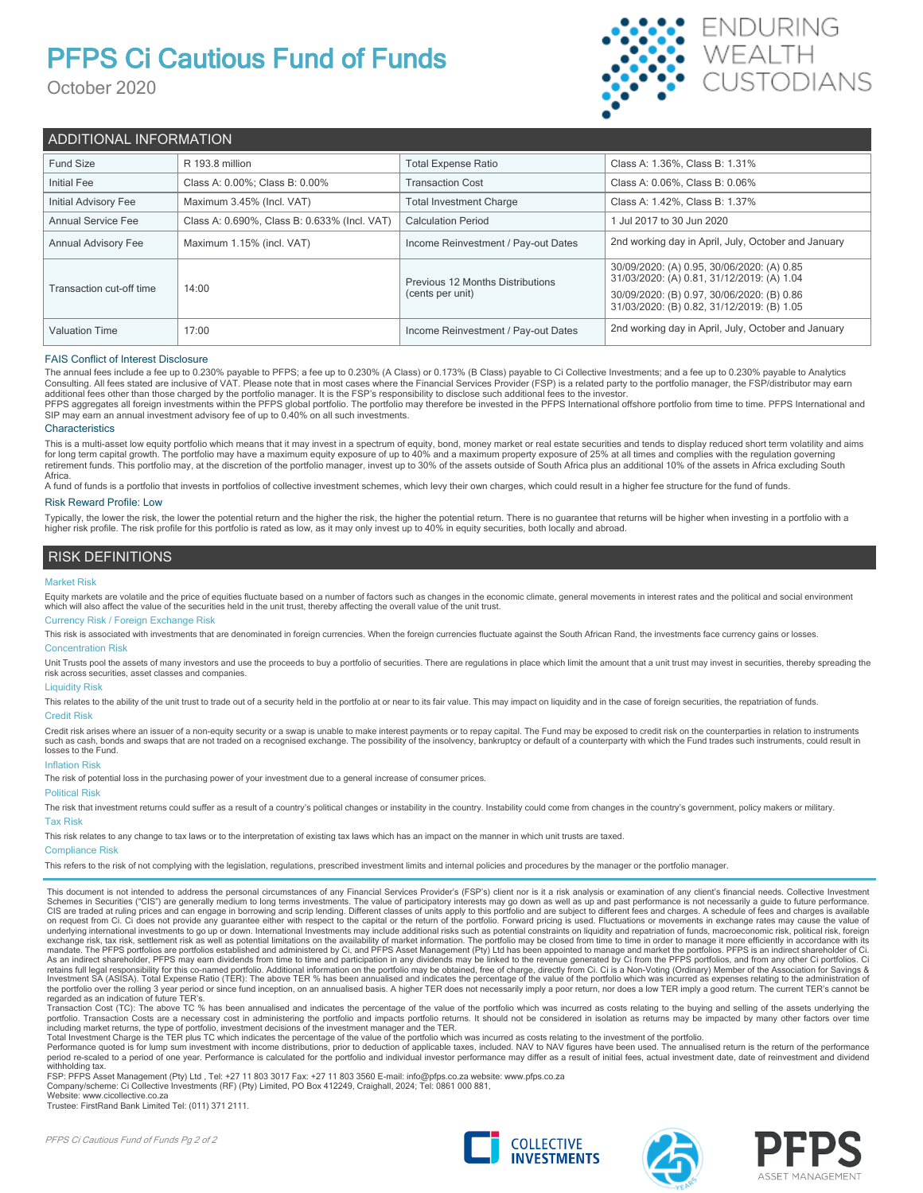# PFPS Ci Cautious Fund of Funds

October 2020

ENDURING WEALTH CUSTODIANS

## ADDITIONAL INFORMATION

| | | | |
|---|---|---|---|
| Fund Size | R 193.8 million | Total Expense Ratio | Class A: 1.36%, Class B: 1.31% |
| Initial Fee | Class A: 0.00%; Class B: 0.00% | Transaction Cost | Class A: 0.06%, Class B: 0.06% |
| Initial Advisory Fee | Maximum 3.45% (Incl. VAT) | Total Investment Charge | Class A: 1.42%, Class B: 1.37% |
| Annual Service Fee | Class A: 0.690%, Class B: 0.633% (Incl. VAT) | Calculation Period | 1 Jul 2017 to 30 Jun 2020 |
| Annual Advisory Fee | Maximum 1.15% (incl. VAT) | Income Reinvestment / Pay-out Dates | 2nd working day in April, July, October and January |
| Transaction cut-off time | 14:00 | Previous 12 Months Distributions (cents per unit) | 30/09/2020: (A) 0.95, 30/06/2020: (A) 0.85 31/03/2020: (A) 0.81, 31/12/2019: (A) 1.04 30/09/2020: (B) 0.97, 30/06/2020: (B) 0.86 31/03/2020: (B) 0.82, 31/12/2019: (B) 1.05 |
| Valuation Time | 17:00 | Income Reinvestment / Pay-out Dates | 2nd working day in April, July, October and January |

### FAIS Conflict of Interest Disclosure

The annual fees include a fee up to 0.230% payable to PFPS; a fee up to 0.230% (A Class) or 0.173% (B Class) payable to Ci Collective Investments; and a fee up to 0.230% payable to Analytics Consulting. All fees stated are inclusive of VAT. Please note that in most cases where the Financial Services Provider (FSP) is a related party to the portfolio manager, the FSP/distributor may earn additional fees other than those charged by the portfolio manager. It is the FSP's responsibility to disclose such additional fees to the investor.
PFPS aggregates all foreign investments within the PFPS global portfolio. The portfolio may therefore be invested in the PFPS International offshore portfolio from time to time. PFPS International and SIP may earn an annual investment advisory fee of up to 0.40% on all such investments.

### Characteristics

This is a multi-asset low equity portfolio which means that it may invest in a spectrum of equity, bond, money market or real estate securities and tends to display reduced short term volatility and aims for long term capital growth. The portfolio may have a maximum equity exposure of up to 40% and a maximum property exposure of 25% at all times and complies with the regulation governing retirement funds. This portfolio may, at the discretion of the portfolio manager, invest up to 30% of the assets outside of South Africa plus an additional 10% of the assets in Africa excluding South Africa.
A fund of funds is a portfolio that invests in portfolios of collective investment schemes, which levy their own charges, which could result in a higher fee structure for the fund of funds.

### Risk Reward Profile: Low

Typically, the lower the risk, the lower the potential return and the higher the risk, the higher the potential return. There is no guarantee that returns will be higher when investing in a portfolio with a higher risk profile. The risk profile for this portfolio is rated as low, as it may only invest up to 40% in equity securities, both locally and abroad.

## RISK DEFINITIONS

### Market Risk

Equity markets are volatile and the price of equities fluctuate based on a number of factors such as changes in the economic climate, general movements in interest rates and the political and social environment which will also affect the value of the securities held in the unit trust, thereby affecting the overall value of the unit trust.

### Currency Risk / Foreign Exchange Risk

This risk is associated with investments that are denominated in foreign currencies. When the foreign currencies fluctuate against the South African Rand, the investments face currency gains or losses.

### Concentration Risk

Unit Trusts pool the assets of many investors and use the proceeds to buy a portfolio of securities. There are regulations in place which limit the amount that a unit trust may invest in securities, thereby spreading the risk across securities, asset classes and companies.

### Liquidity Risk

This relates to the ability of the unit trust to trade out of a security held in the portfolio at or near to its fair value. This may impact on liquidity and in the case of foreign securities, the repatriation of funds.

### Credit Risk

Credit risk arises where an issuer of a non-equity security or a swap is unable to make interest payments or to repay capital. The Fund may be exposed to credit risk on the counterparties in relation to instruments such as cash, bonds and swaps that are not traded on a recognised exchange. The possibility of the insolvency, bankruptcy or default of a counterparty with which the Fund trades such instruments, could result in losses to the Fund.

### Inflation Risk

The risk of potential loss in the purchasing power of your investment due to a general increase of consumer prices.

### Political Risk

The risk that investment returns could suffer as a result of a country's political changes or instability in the country. Instability could come from changes in the country's government, policy makers or military.

### Tax Risk

This risk relates to any change to tax laws or to the interpretation of existing tax laws which has an impact on the manner in which unit trusts are taxed.

### Compliance Risk

This refers to the risk of not complying with the legislation, regulations, prescribed investment limits and internal policies and procedures by the manager or the portfolio manager.

This document is not intended to address the personal circumstances of any Financial Services Provider's (FSP's) client nor is it a risk analysis or examination of any client's financial needs. Collective Investment Schemes in Securities ("CIS") are generally medium to long terms investments. The value of participatory interests may go down as well as up and past performance is not necessarily a guide to future performance. CIS are traded at ruling prices and can engage in borrowing and scrip lending. Different classes of units apply to this portfolio and are subject to different fees and charges. A schedule of fees and charges is available on request from Ci. Ci does not provide any guarantee either with respect to the capital or the return of the portfolio. Forward pricing is used. Fluctuations or movements in exchange rates may cause the value of underlying international investments to go up or down. International Investments may include additional risks such as potential constraints on liquidity and repatriation of funds, macroeconomic risk, political risk, foreign exchange risk, tax risk, settlement risk as well as potential limitations on the availability of market information. The portfolio may be closed from time to time in order to manage it more efficiently in accordance with its mandate. The PFPS portfolios are portfolios established and administered by Ci, and PFPS Asset Management (Pty) Ltd has been appointed to manage and market the portfolios. PFPS is an indirect shareholder of Ci. As an indirect shareholder, PFPS may earn dividends from time to time and participation in any dividends may be linked to the revenue generated by Ci from the PFPS portfolios, and from any other Ci portfolios. Ci retains full legal responsibility for this co-named portfolio. Additional information on the portfolio may be obtained, free of charge, directly from Ci. Ci is a Non-Voting (Ordinary) Member of the Association for Savings & Investment SA (ASISA). Total Expense Ratio (TER): The above TER % has been annualised and indicates the percentage of the value of the portfolio which was incurred as expenses relating to the administration of the portfolio over the rolling 3 year period or since fund inception, on an annualised basis. A higher TER does not necessarily imply a poor return, nor does a low TER imply a good return. The current TER's cannot be regarded as an indication of future TER's.
Transaction Cost (TC): The above TC % has been annualised and indicates the percentage of the value of the portfolio which was incurred as costs relating to the buying and selling of the assets underlying the portfolio. Transaction Costs are a necessary cost in administering the portfolio and impacts portfolio returns. It should not be considered in isolation as returns may be impacted by many other factors over time including market returns, the type of portfolio, investment decisions of the investment manager and the TER.
Total Investment Charge is the TER plus TC which indicates the percentage of the value of the portfolio which was incurred as costs relating to the investment of the portfolio.
Performance quoted is for lump sum investment with income distributions, prior to deduction of applicable taxes, included. NAV to NAV figures have been used. The annualised return is the return of the performance period re-scaled to a period of one year. Performance is calculated for the portfolio and individual investor performance may differ as a result of initial fees, actual investment date, date of reinvestment and dividend withholding tax.
FSP: PFPS Asset Management (Pty) Ltd , Tel: +27 11 803 3017 Fax: +27 11 803 3560 E-mail: info@pfps.co.za website: www.pfps.co.za
Company/scheme: Ci Collective Investments (RF) (Pty) Limited, PO Box 412249, Craighall, 2024; Tel: 0861 000 881,
Website: www.cicollective.co.za
Trustee: FirstRand Bank Limited Tel: (011) 371 2111.

COLLECTIVE INVESTMENTS

PFPS ASSET MANAGEMENT